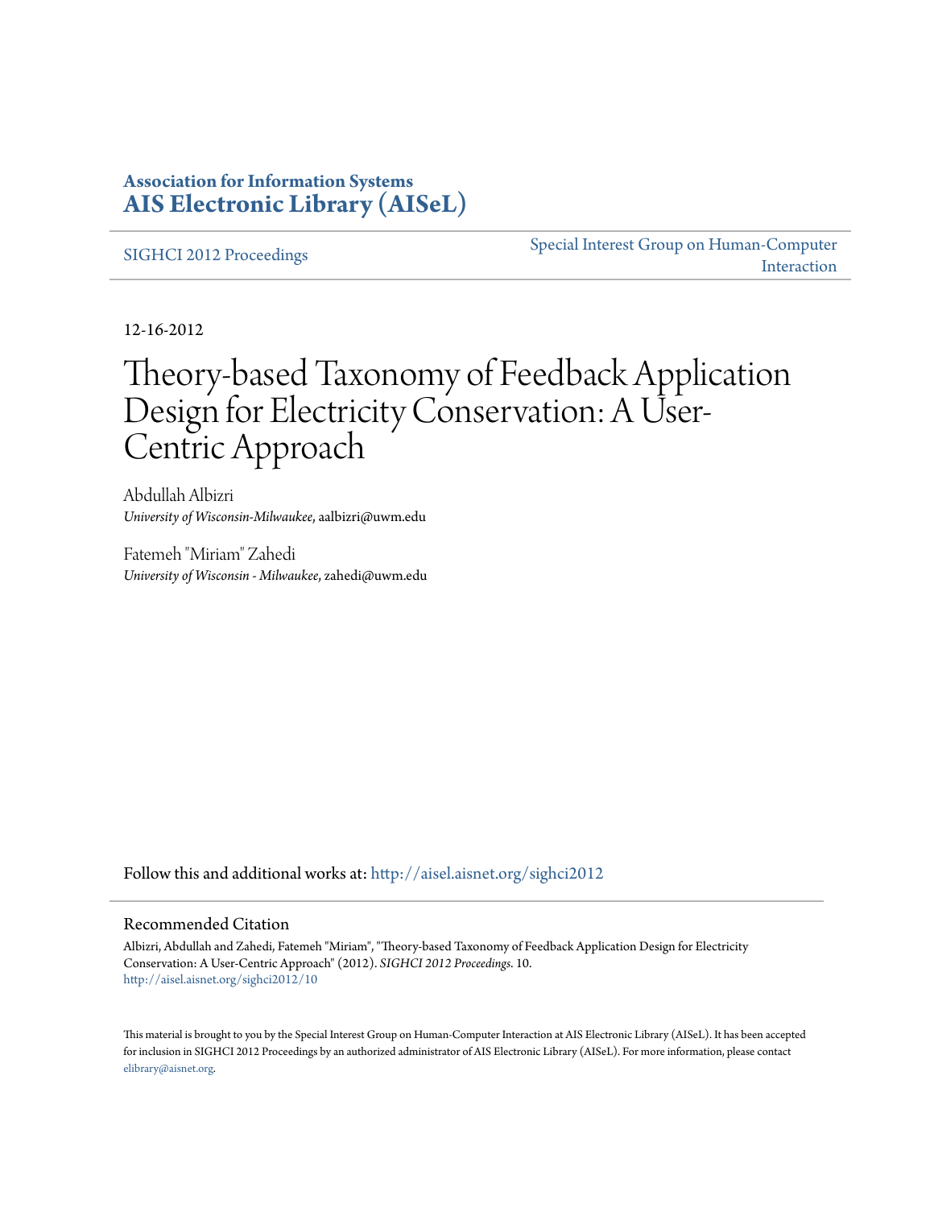**Association for Information Systems**
**AIS Electronic Library (AISeL)**

SIGHCI 2012 Proceedings

Special Interest Group on Human-Computer Interaction

12-16-2012

# Theory-based Taxonomy of Feedback Application Design for Electricity Conservation: A User-Centric Approach

Abdullah Albizri
*University of Wisconsin-Milwaukee*, aalbizri@uwm.edu

Fatemeh "Miriam" Zahedi
*University of Wisconsin - Milwaukee*, zahedi@uwm.edu

Follow this and additional works at: http://aisel.aisnet.org/sighci2012

## Recommended Citation

Albizri, Abdullah and Zahedi, Fatemeh "Miriam", "Theory-based Taxonomy of Feedback Application Design for Electricity Conservation: A User-Centric Approach" (2012). *SIGHCI 2012 Proceedings*. 10.
http://aisel.aisnet.org/sighci2012/10

This material is brought to you by the Special Interest Group on Human-Computer Interaction at AIS Electronic Library (AISeL). It has been accepted for inclusion in SIGHCI 2012 Proceedings by an authorized administrator of AIS Electronic Library (AISeL). For more information, please contact elibrary@aisnet.org.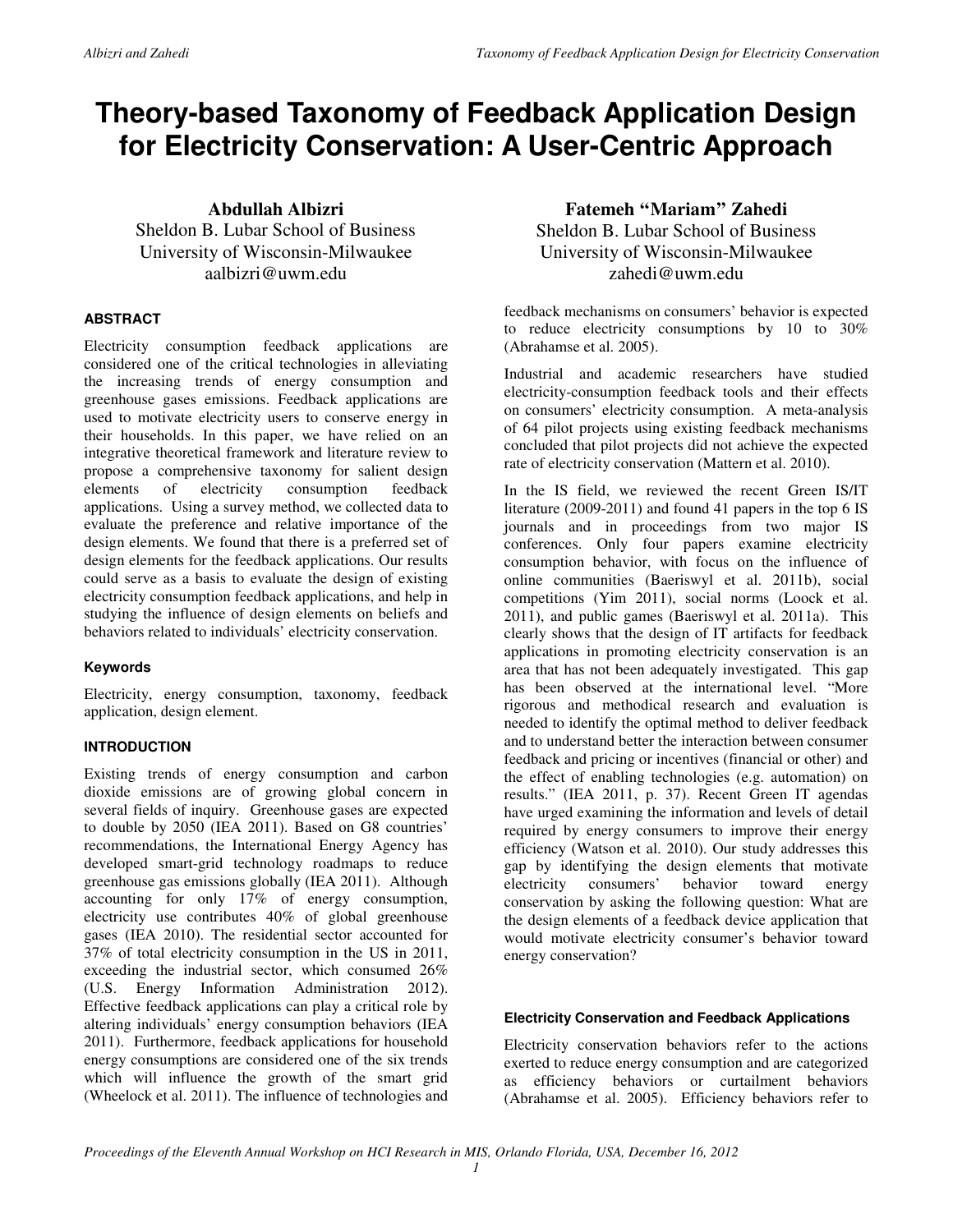# Theory-based Taxonomy of Feedback Application Design for Electricity Conservation: A User-Centric Approach

**Abdullah Albizri**
Sheldon B. Lubar School of Business
University of Wisconsin-Milwaukee
aalbizri@uwm.edu

**Fatemeh "Mariam" Zahedi**
Sheldon B. Lubar School of Business
University of Wisconsin-Milwaukee
zahedi@uwm.edu

### ABSTRACT

Electricity consumption feedback applications are considered one of the critical technologies in alleviating the increasing trends of energy consumption and greenhouse gases emissions. Feedback applications are used to motivate electricity users to conserve energy in their households. In this paper, we have relied on an integrative theoretical framework and literature review to propose a comprehensive taxonomy for salient design elements of electricity consumption feedback applications. Using a survey method, we collected data to evaluate the preference and relative importance of the design elements. We found that there is a preferred set of design elements for the feedback applications. Our results could serve as a basis to evaluate the design of existing electricity consumption feedback applications, and help in studying the influence of design elements on beliefs and behaviors related to individuals' electricity conservation.

### Keywords

Electricity, energy consumption, taxonomy, feedback application, design element.

### INTRODUCTION

Existing trends of energy consumption and carbon dioxide emissions are of growing global concern in several fields of inquiry. Greenhouse gases are expected to double by 2050 (IEA 2011). Based on G8 countries' recommendations, the International Energy Agency has developed smart-grid technology roadmaps to reduce greenhouse gas emissions globally (IEA 2011). Although accounting for only 17% of energy consumption, electricity use contributes 40% of global greenhouse gases (IEA 2010). The residential sector accounted for 37% of total electricity consumption in the US in 2011, exceeding the industrial sector, which consumed 26% (U.S. Energy Information Administration 2012). Effective feedback applications can play a critical role by altering individuals' energy consumption behaviors (IEA 2011). Furthermore, feedback applications for household energy consumptions are considered one of the six trends which will influence the growth of the smart grid (Wheelock et al. 2011). The influence of technologies and feedback mechanisms on consumers' behavior is expected to reduce electricity consumptions by 10 to 30% (Abrahamse et al. 2005).

Industrial and academic researchers have studied electricity-consumption feedback tools and their effects on consumers' electricity consumption. A meta-analysis of 64 pilot projects using existing feedback mechanisms concluded that pilot projects did not achieve the expected rate of electricity conservation (Mattern et al. 2010).

In the IS field, we reviewed the recent Green IS/IT literature (2009-2011) and found 41 papers in the top 6 IS journals and in proceedings from two major IS conferences. Only four papers examine electricity consumption behavior, with focus on the influence of online communities (Baeriswyl et al. 2011b), social competitions (Yim 2011), social norms (Loock et al. 2011), and public games (Baeriswyl et al. 2011a). This clearly shows that the design of IT artifacts for feedback applications in promoting electricity conservation is an area that has not been adequately investigated. This gap has been observed at the international level. "More rigorous and methodical research and evaluation is needed to identify the optimal method to deliver feedback and to understand better the interaction between consumer feedback and pricing or incentives (financial or other) and the effect of enabling technologies (e.g. automation) on results." (IEA 2011, p. 37). Recent Green IT agendas have urged examining the information and levels of detail required by energy consumers to improve their energy efficiency (Watson et al. 2010). Our study addresses this gap by identifying the design elements that motivate electricity consumers' behavior toward energy conservation by asking the following question: What are the design elements of a feedback device application that would motivate electricity consumer's behavior toward energy conservation?

#### Electricity Conservation and Feedback Applications

Electricity conservation behaviors refer to the actions exerted to reduce energy consumption and are categorized as efficiency behaviors or curtailment behaviors (Abrahamse et al. 2005). Efficiency behaviors refer to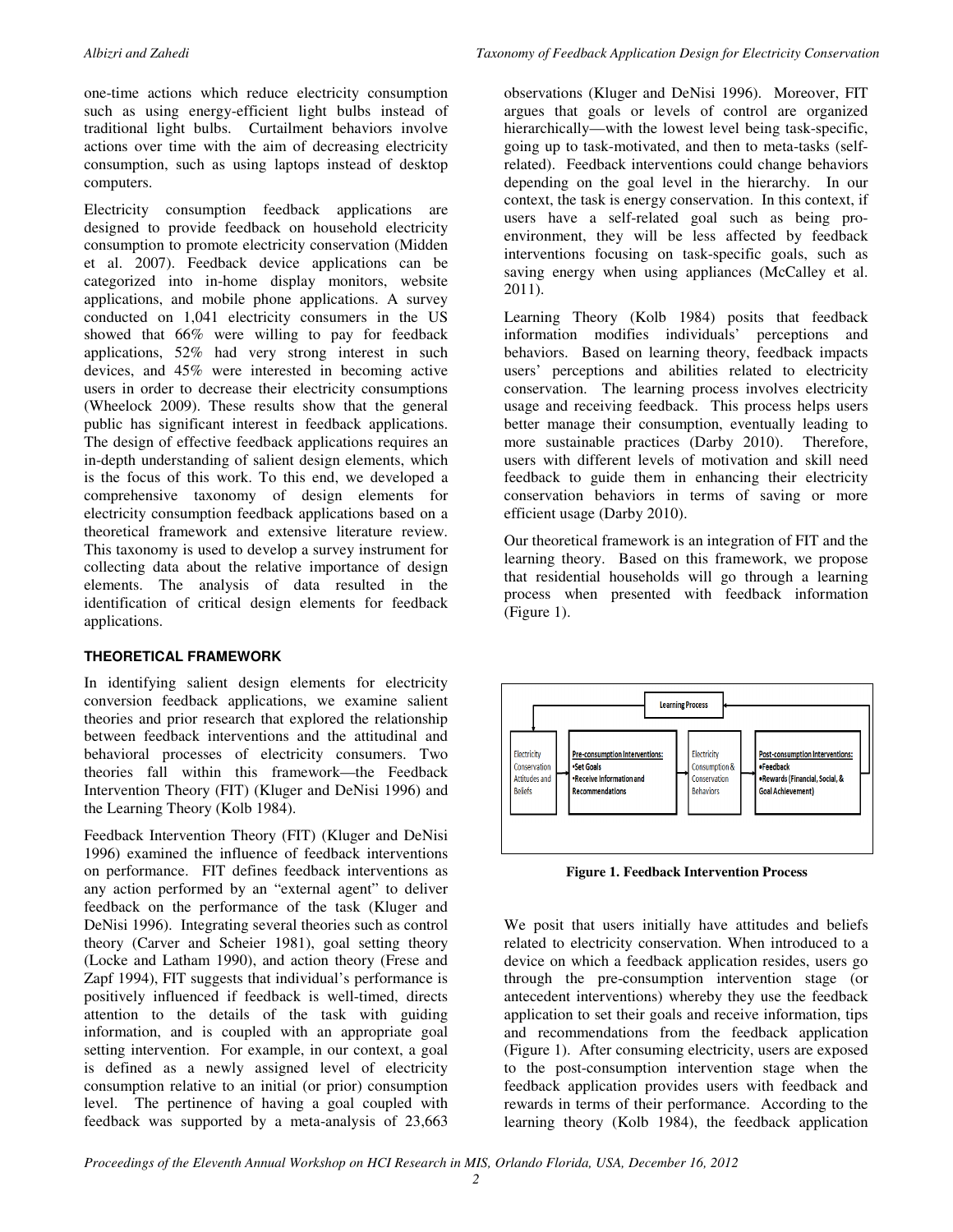one-time actions which reduce electricity consumption such as using energy-efficient light bulbs instead of traditional light bulbs. Curtailment behaviors involve actions over time with the aim of decreasing electricity consumption, such as using laptops instead of desktop computers.

Electricity consumption feedback applications are designed to provide feedback on household electricity consumption to promote electricity conservation (Midden et al. 2007). Feedback device applications can be categorized into in-home display monitors, website applications, and mobile phone applications. A survey conducted on 1,041 electricity consumers in the US showed that 66% were willing to pay for feedback applications, 52% had very strong interest in such devices, and 45% were interested in becoming active users in order to decrease their electricity consumptions (Wheelock 2009). These results show that the general public has significant interest in feedback applications. The design of effective feedback applications requires an in-depth understanding of salient design elements, which is the focus of this work. To this end, we developed a comprehensive taxonomy of design elements for electricity consumption feedback applications based on a theoretical framework and extensive literature review. This taxonomy is used to develop a survey instrument for collecting data about the relative importance of design elements. The analysis of data resulted in the identification of critical design elements for feedback applications.

## THEORETICAL FRAMEWORK

In identifying salient design elements for electricity conversion feedback applications, we examine salient theories and prior research that explored the relationship between feedback interventions and the attitudinal and behavioral processes of electricity consumers. Two theories fall within this framework—the Feedback Intervention Theory (FIT) (Kluger and DeNisi 1996) and the Learning Theory (Kolb 1984).

Feedback Intervention Theory (FIT) (Kluger and DeNisi 1996) examined the influence of feedback interventions on performance. FIT defines feedback interventions as any action performed by an "external agent" to deliver feedback on the performance of the task (Kluger and DeNisi 1996). Integrating several theories such as control theory (Carver and Scheier 1981), goal setting theory (Locke and Latham 1990), and action theory (Frese and Zapf 1994), FIT suggests that individual's performance is positively influenced if feedback is well-timed, directs attention to the details of the task with guiding information, and is coupled with an appropriate goal setting intervention. For example, in our context, a goal is defined as a newly assigned level of electricity consumption relative to an initial (or prior) consumption level. The pertinence of having a goal coupled with feedback was supported by a meta-analysis of 23,663 observations (Kluger and DeNisi 1996). Moreover, FIT argues that goals or levels of control are organized hierarchically—with the lowest level being task-specific, going up to task-motivated, and then to meta-tasks (self-related). Feedback interventions could change behaviors depending on the goal level in the hierarchy. In our context, the task is energy conservation. In this context, if users have a self-related goal such as being pro-environment, they will be less affected by feedback interventions focusing on task-specific goals, such as saving energy when using appliances (McCalley et al. 2011).

Learning Theory (Kolb 1984) posits that feedback information modifies individuals' perceptions and behaviors. Based on learning theory, feedback impacts users' perceptions and abilities related to electricity conservation. The learning process involves electricity usage and receiving feedback. This process helps users better manage their consumption, eventually leading to more sustainable practices (Darby 2010). Therefore, users with different levels of motivation and skill need feedback to guide them in enhancing their electricity conservation behaviors in terms of saving or more efficient usage (Darby 2010).

Our theoretical framework is an integration of FIT and the learning theory. Based on this framework, we propose that residential households will go through a learning process when presented with feedback information (Figure 1).

Learning Process

Electricity Conservation Attitudes and Beliefs → **Pre-consumption Interventions:** •Set Goals •Receive Information and Recommendations → Electricity Consumption & Conservation Behaviors → **Post-consumption Interventions:** •Feedback •Rewards (Financial, Social, & Goal Achievement)

**Figure 1. Feedback Intervention Process**

We posit that users initially have attitudes and beliefs related to electricity conservation. When introduced to a device on which a feedback application resides, users go through the pre-consumption intervention stage (or antecedent interventions) whereby they use the feedback application to set their goals and receive information, tips and recommendations from the feedback application (Figure 1). After consuming electricity, users are exposed to the post-consumption intervention stage when the feedback application provides users with feedback and rewards in terms of their performance. According to the learning theory (Kolb 1984), the feedback application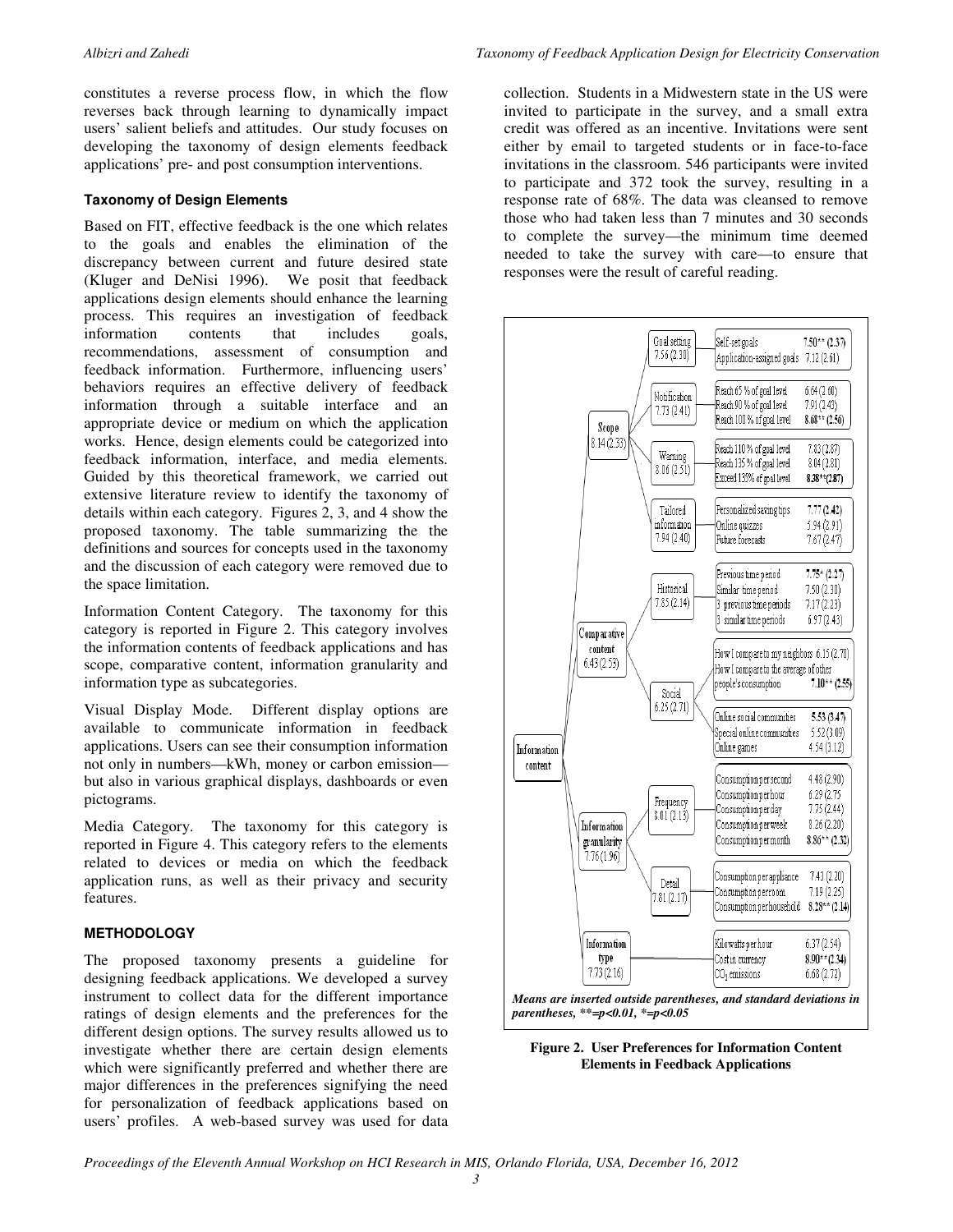constitutes a reverse process flow, in which the flow reverses back through learning to dynamically impact users' salient beliefs and attitudes. Our study focuses on developing the taxonomy of design elements feedback applications' pre- and post consumption interventions.

### Taxonomy of Design Elements

Based on FIT, effective feedback is the one which relates to the goals and enables the elimination of the discrepancy between current and future desired state (Kluger and DeNisi 1996). We posit that feedback applications design elements should enhance the learning process. This requires an investigation of feedback information contents that includes goals, recommendations, assessment of consumption and feedback information. Furthermore, influencing users' behaviors requires an effective delivery of feedback information through a suitable interface and an appropriate device or medium on which the application works. Hence, design elements could be categorized into feedback information, interface, and media elements. Guided by this theoretical framework, we carried out extensive literature review to identify the taxonomy of details within each category. Figures 2, 3, and 4 show the proposed taxonomy. The table summarizing the the definitions and sources for concepts used in the taxonomy and the discussion of each category were removed due to the space limitation.

Information Content Category. The taxonomy for this category is reported in Figure 2. This category involves the information contents of feedback applications and has scope, comparative content, information granularity and information type as subcategories.

Visual Display Mode. Different display options are available to communicate information in feedback applications. Users can see their consumption information not only in numbers—kWh, money or carbon emission—but also in various graphical displays, dashboards or even pictograms.

Media Category. The taxonomy for this category is reported in Figure 4. This category refers to the elements related to devices or media on which the feedback application runs, as well as their privacy and security features.

## METHODOLOGY

The proposed taxonomy presents a guideline for designing feedback applications. We developed a survey instrument to collect data for the different importance ratings of design elements and the preferences for the different design options. The survey results allowed us to investigate whether there are certain design elements which were significantly preferred and whether there are major differences in the preferences signifying the need for personalization of feedback applications based on users' profiles. A web-based survey was used for data collection. Students in a Midwestern state in the US were invited to participate in the survey, and a small extra credit was offered as an incentive. Invitations were sent either by email to targeted students or in face-to-face invitations in the classroom. 546 participants were invited to participate and 372 took the survey, resulting in a response rate of 68%. The data was cleansed to remove those who had taken less than 7 minutes and 30 seconds to complete the survey—the minimum time deemed needed to take the survey with care—to ensure that responses were the result of careful reading.

| Information content | Subcategory | Element | Option | Mean (SD) |
|---|---|---|---|---|
| | Scope 8.14 (2.33) | Goal setting 7.56 (2.30) | Self-set goals | **7.50** ** **(2.37)** |
| | | | Application-assigned goals | 7.12 (2.61) |
| | | Notification 7.73 (2.41) | Reach 65 % of goal level | 6.64 (2.60) |
| | | | Reach 90 % of goal level | 7.91 (2.43) |
| | | | Reach 100 % of goal level | **8.68** ** **(2.56)** |
| | | Warning 8.06 (2.51) | Reach 110 % of goal level | 7.83 (2.87) |
| | | | Reach 135 % of goal level | 8.04 (2.81) |
| | | | Exceed 135% of goal level | **8.38** ** **(2.87)** |
| | | Tailored information 7.94 (2.40) | Personalized saving tips | 7.77 **(2.42)** |
| | | | Online quizzes | 5.94 (2.91) |
| | | | Future forecasts | 7.67 (2.47) |
| | Comparative content 6.43 (2.53) | Historical 7.85 (2.14) | Previous time period | **7.75*** **(2.27)** |
| | | | Similar time period | 7.50 (2.30) |
| | | | 3 previous time periods | 7.17 (2.23) |
| | | | 3 similar time periods | 6.97 (2.43) |
| | | Social 6.25 (2.71) | How I compare to my neighbors | 6.15 (2.78) |
| | | | How I compare to the average of other people's consumption | **7.10** ** **(2.55)** |
| | | | Online social communities | **5.53 (3.47)** |
| | | | Special online communities | 5.52 (3.09) |
| | | | Online games | 4.54 (3.12) |
| | Information granularity 7.76 (1.96) | Frequency 8.01 (2.13) | Consumption per second | 4.48 (2.90) |
| | | | Consumption per hour | 6.29 (2.75) |
| | | | Consumption per day | 7.75 (2.44) |
| | | | Consumption per week | 8.26 (2.20) |
| | | | Consumption per month | **8.86** ** **(2.32)** |
| | | Detail 7.81 (2.17) | Consumption per appliance | 7.43 (2.20) |
| | | | Consumption per room | 7.19 (2.25) |
| | | | Consumption per household | **8.28** ** **(2.14)** |
| | Information type 7.73 (2.16) | | Kilowatts per hour | 6.37 (2.54) |
| | | | Cost in currency | **8.90** ** **(2.34)** |
| | | | $CO_2$ emissions | 6.68 (2.72) |

*Means are inserted outside parentheses, and standard deviations in parentheses, **=p<0.01, *=p<0.05*

**Figure 2. User Preferences for Information Content Elements in Feedback Applications**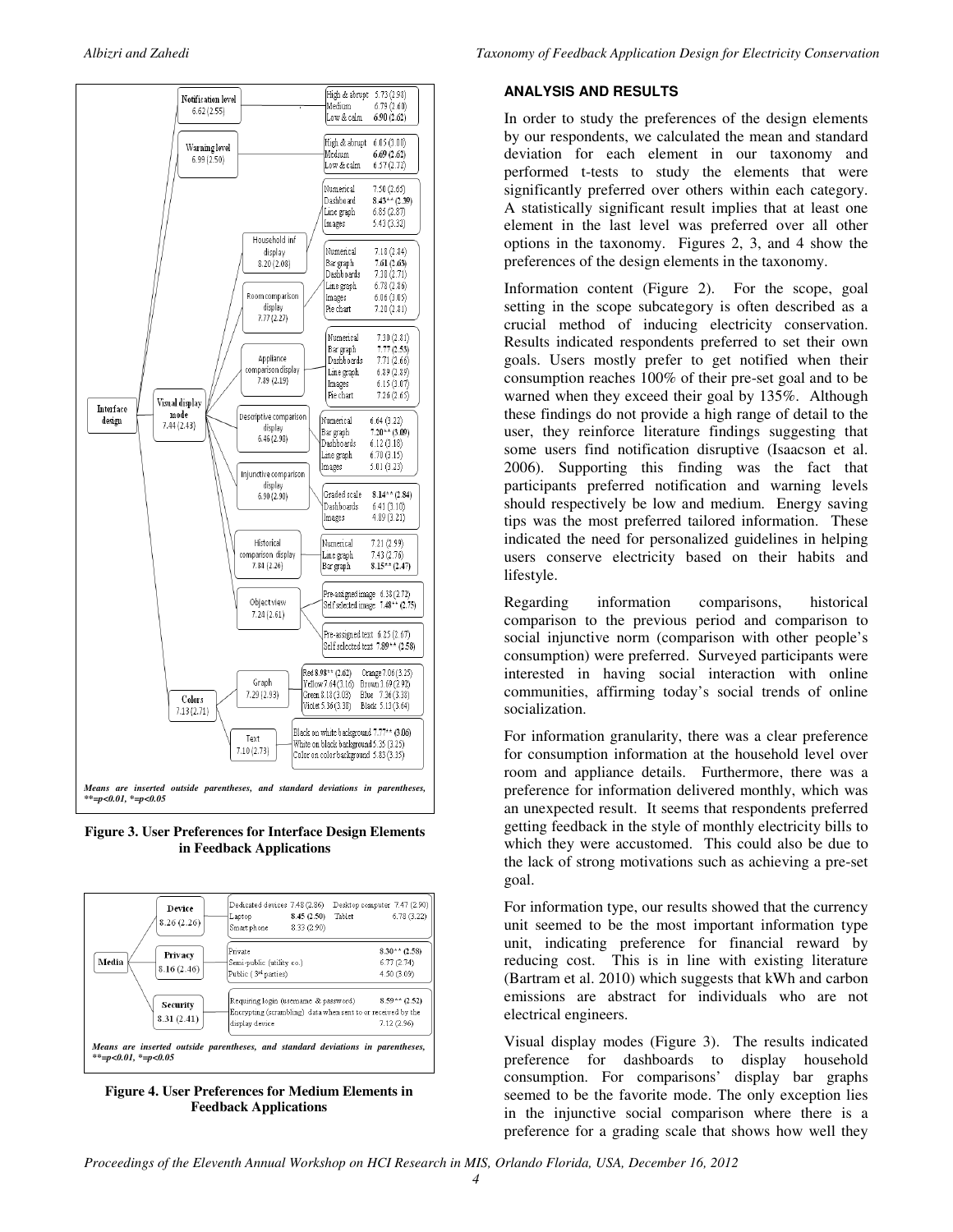Interface design

- Notification level 6.62 (2.55)
  - High & abrupt 5.73 (2.98)
  - Medium 6.79 (2.60)
  - Low & calm **6.90 (2.62)**
- Warning level 6.99 (2.50)
  - High & abrupt 6.05 (3.00)
  - Medium **6.69 (2.62)**
  - Low & calm 6.57 (2.72)
- Visual display mode 7.44 (2.43)
  - Household inf display 8.20 (2.08)
    - Numerical 7.50 (2.65)
    - Dashboard **8.43** (2.39)**
    - Line graph 6.85 (2.87)
    - Images 5.43 (3.32)
  - Room comparison display 7.77 (2.27)
    - Numerical 7.18 (2.84)
    - Bar graph **7.61 (2.63)**
    - Dashboards 7.38 (2.71)
    - Line graph 6.78 (2.86)
    - Images 6.06 (3.05)
    - Pie chart 7.20 (2.81)
  - Appliance comparison display 7.89 (2.19)
    - Numerical 7.30 (2.81)
    - Bar graph **7.77 (2.53)**
    - Dashboards 7.71 (2.66)
    - Line graph 6.89 (2.89)
    - Images 6.15 (3.07)
    - Pie chart 7.26 (2.65)
  - Descriptive comparison display 6.46 (2.98)
    - Numerical 6.64 (3.22)
    - Bar graph **7.20** (3.09)**
    - Dashboards 6.12 (3.18)
    - Line graph 6.70 (3.15)
    - Images 5.01 (3.23)
  - Injunctive comparison display 6.90 (2.90)
    - Graded scale **8.14** (2.84)**
    - Dashboards 6.41 (3.10)
    - Images 4.89 (3.21)
  - Historical comparison display 7.84 (2.26)
    - Numerical 7.21 (2.99)
    - Line graph 7.43 (2.76)
    - Bar graph **8.15** (2.47)**
  - Object view 7.24 (2.61)
    - Pre-assigned image 6.38 (2.72)
    - Self selected image **7.48** (2.75)**
    - Pre-assigned text 6.25 (2.67)
    - Self selected text **7.89** (2.58)**
- Colors 7.13 (2.71)
  - Graph 7.29 (2.93)
    - Red **8.98** (2.62)**
    - Orange 7.06 (3.25)
    - Yellow 7.64 (3.16)
    - Brown 3.69 (2.92)
    - Green 8.18 (3.08)
    - Blue 7.36 (3.38)
    - Violet 5.36 (3.38)
    - Black 5.13 (3.64)
  - Text 7.10 (2.73)
    - Black on white background **7.77** (3.06)**
    - White on black background 5.35 (3.25)
    - Color on color background 5.83 (3.35)

*Means are inserted outside parentheses, and standard deviations in parentheses, **=p<0.01, *=p<0.05*

**Figure 3. User Preferences for Interface Design Elements in Feedback Applications**

Media

- Device 8.26 (2.26)
  - Dedicated devices 7.48 (2.86)
  - Desktop computer 7.47 (2.90)
  - Laptop **8.45 (2.50)**
  - Tablet 6.78 (3.22)
  - Smart-phone 8.33 (2.90)
- Privacy 8.16 (2.46)
  - Private **8.30** (2.58)**
  - Semi-public (utility co.) 6.77 (2.74)
  - Public (3rd parties) 4.50 (3.09)
- Security 8.31 (2.41)
  - Requiring login (username & password) **8.59** (2.52)**
  - Encrypting (scrambling) data when sent to or received by the display device 7.12 (2.96)

*Means are inserted outside parentheses, and standard deviations in parentheses, **=p<0.01, *=p<0.05*

**Figure 4. User Preferences for Medium Elements in Feedback Applications**

## ANALYSIS AND RESULTS

In order to study the preferences of the design elements by our respondents, we calculated the mean and standard deviation for each element in our taxonomy and performed t-tests to study the elements that were significantly preferred over others within each category. A statistically significant result implies that at least one element in the last level was preferred over all other options in the taxonomy. Figures 2, 3, and 4 show the preferences of the design elements in the taxonomy.

Information content (Figure 2). For the scope, goal setting in the scope subcategory is often described as a crucial method of inducing electricity conservation. Results indicated respondents preferred to set their own goals. Users mostly prefer to get notified when their consumption reaches 100% of their pre-set goal and to be warned when they exceed their goal by 135%. Although these findings do not provide a high range of detail to the user, they reinforce literature findings suggesting that some users find notification disruptive (Isaacson et al. 2006). Supporting this finding was the fact that participants preferred notification and warning levels should respectively be low and medium. Energy saving tips was the most preferred tailored information. These indicated the need for personalized guidelines in helping users conserve electricity based on their habits and lifestyle.

Regarding information comparisons, historical comparison to the previous period and comparison to social injunctive norm (comparison with other people's consumption) were preferred. Surveyed participants were interested in having social interaction with online communities, affirming today's social trends of online socialization.

For information granularity, there was a clear preference for consumption information at the household level over room and appliance details. Furthermore, there was a preference for information delivered monthly, which was an unexpected result. It seems that respondents preferred getting feedback in the style of monthly electricity bills to which they were accustomed. This could also be due to the lack of strong motivations such as achieving a pre-set goal.

For information type, our results showed that the currency unit seemed to be the most important information type unit, indicating preference for financial reward by reducing cost. This is in line with existing literature (Bartram et al. 2010) which suggests that kWh and carbon emissions are abstract for individuals who are not electrical engineers.

Visual display modes (Figure 3). The results indicated preference for dashboards to display household consumption. For comparisons' display bar graphs seemed to be the favorite mode. The only exception lies in the injunctive social comparison where there is a preference for a grading scale that shows how well they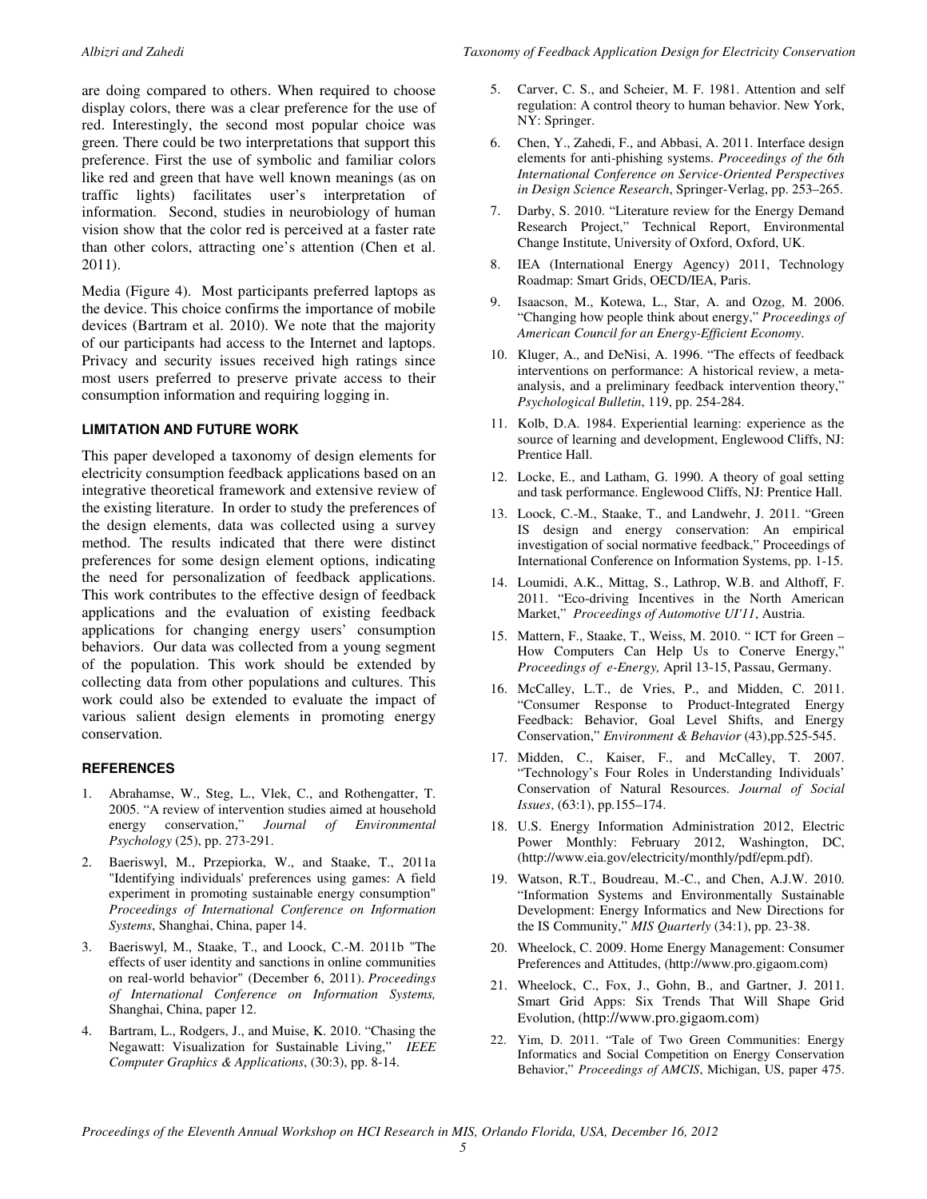are doing compared to others. When required to choose display colors, there was a clear preference for the use of red. Interestingly, the second most popular choice was green. There could be two interpretations that support this preference. First the use of symbolic and familiar colors like red and green that have well known meanings (as on traffic lights) facilitates user's interpretation of information. Second, studies in neurobiology of human vision show that the color red is perceived at a faster rate than other colors, attracting one's attention (Chen et al. 2011).

Media (Figure 4). Most participants preferred laptops as the device. This choice confirms the importance of mobile devices (Bartram et al. 2010). We note that the majority of our participants had access to the Internet and laptops. Privacy and security issues received high ratings since most users preferred to preserve private access to their consumption information and requiring logging in.

## LIMITATION AND FUTURE WORK

This paper developed a taxonomy of design elements for electricity consumption feedback applications based on an integrative theoretical framework and extensive review of the existing literature. In order to study the preferences of the design elements, data was collected using a survey method. The results indicated that there were distinct preferences for some design element options, indicating the need for personalization of feedback applications. This work contributes to the effective design of feedback applications and the evaluation of existing feedback applications for changing energy users' consumption behaviors. Our data was collected from a young segment of the population. This work should be extended by collecting data from other populations and cultures. This work could also be extended to evaluate the impact of various salient design elements in promoting energy conservation.

## REFERENCES

1. Abrahamse, W., Steg, L., Vlek, C., and Rothengatter, T. 2005. "A review of intervention studies aimed at household energy conservation," *Journal of Environmental Psychology* (25), pp. 273-291.
2. Baeriswyl, M., Przepiorka, W., and Staake, T., 2011a "Identifying individuals' preferences using games: A field experiment in promoting sustainable energy consumption" *Proceedings of International Conference on Information Systems*, Shanghai, China, paper 14.
3. Baeriswyl, M., Staake, T., and Loock, C.-M. 2011b "The effects of user identity and sanctions in online communities on real-world behavior" (December 6, 2011). *Proceedings of International Conference on Information Systems,* Shanghai, China, paper 12.
4. Bartram, L., Rodgers, J., and Muise, K. 2010. "Chasing the Negawatt: Visualization for Sustainable Living," *IEEE Computer Graphics & Applications*, (30:3), pp. 8-14.
5. Carver, C. S., and Scheier, M. F. 1981. Attention and self regulation: A control theory to human behavior. New York, NY: Springer.
6. Chen, Y., Zahedi, F., and Abbasi, A. 2011. Interface design elements for anti-phishing systems. *Proceedings of the 6th International Conference on Service-Oriented Perspectives in Design Science Research*, Springer-Verlag, pp. 253–265.
7. Darby, S. 2010. "Literature review for the Energy Demand Research Project," Technical Report, Environmental Change Institute, University of Oxford, Oxford, UK.
8. IEA (International Energy Agency) 2011, Technology Roadmap: Smart Grids, OECD/IEA, Paris.
9. Isaacson, M., Kotewa, L., Star, A. and Ozog, M. 2006. "Changing how people think about energy," *Proceedings of American Council for an Energy-Efficient Economy*.
10. Kluger, A., and DeNisi, A. 1996. "The effects of feedback interventions on performance: A historical review, a meta-analysis, and a preliminary feedback intervention theory," *Psychological Bulletin*, 119, pp. 254-284.
11. Kolb, D.A. 1984. Experiential learning: experience as the source of learning and development, Englewood Cliffs, NJ: Prentice Hall.
12. Locke, E., and Latham, G. 1990. A theory of goal setting and task performance. Englewood Cliffs, NJ: Prentice Hall.
13. Loock, C.-M., Staake, T., and Landwehr, J. 2011. "Green IS design and energy conservation: An empirical investigation of social normative feedback," Proceedings of International Conference on Information Systems, pp. 1-15.
14. Loumidi, A.K., Mittag, S., Lathrop, W.B. and Althoff, F. 2011. "Eco-driving Incentives in the North American Market," *Proceedings of Automotive UI'11*, Austria.
15. Mattern, F., Staake, T., Weiss, M. 2010. " ICT for Green – How Computers Can Help Us to Conerve Energy," *Proceedings of e-Energy,* April 13-15, Passau, Germany.
16. McCalley, L.T., de Vries, P., and Midden, C. 2011. "Consumer Response to Product-Integrated Energy Feedback: Behavior, Goal Level Shifts, and Energy Conservation," *Environment & Behavior* (43),pp.525-545.
17. Midden, C., Kaiser, F., and McCalley, T. 2007. "Technology's Four Roles in Understanding Individuals' Conservation of Natural Resources. *Journal of Social Issues*, (63:1), pp.155–174.
18. U.S. Energy Information Administration 2012, Electric Power Monthly: February 2012, Washington, DC, (http://www.eia.gov/electricity/monthly/pdf/epm.pdf).
19. Watson, R.T., Boudreau, M.-C., and Chen, A.J.W. 2010. "Information Systems and Environmentally Sustainable Development: Energy Informatics and New Directions for the IS Community," *MIS Quarterly* (34:1), pp. 23-38.
20. Wheelock, C. 2009. Home Energy Management: Consumer Preferences and Attitudes, (http://www.pro.gigaom.com)
21. Wheelock, C., Fox, J., Gohn, B., and Gartner, J. 2011. Smart Grid Apps: Six Trends That Will Shape Grid Evolution, (http://www.pro.gigaom.com)
22. Yim, D. 2011. "Tale of Two Green Communities: Energy Informatics and Social Competition on Energy Conservation Behavior," *Proceedings of AMCIS*, Michigan, US, paper 475.